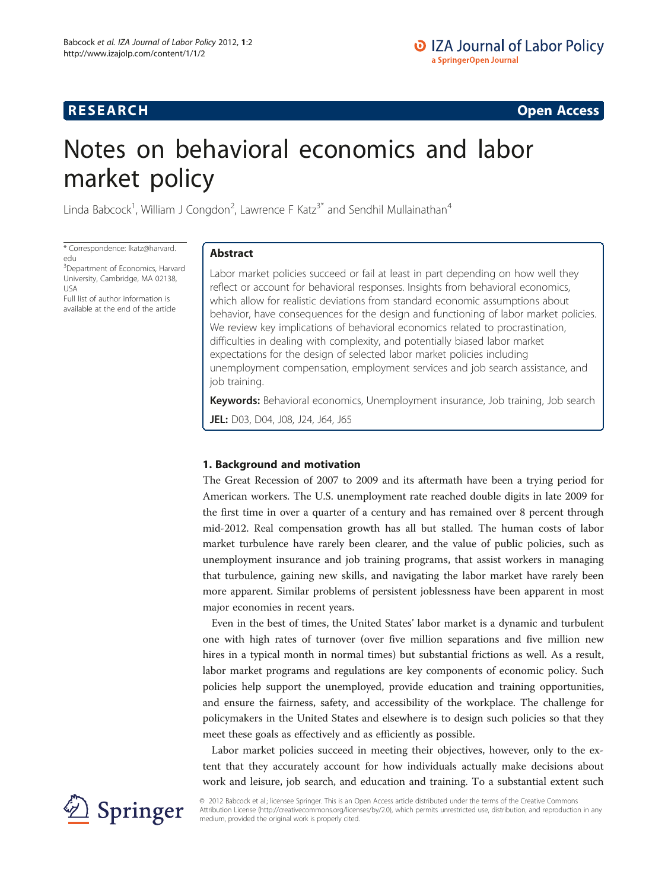RESEARCH Open Access

# Notes on behavioral economics and labor market policy

Linda Babcock[1], William J Congdon[2], Lawrence F Katz[3*] and Sendhil Mullainathan[4]

\* Correspondence: lkatz@harvard.edu
[3]Department of Economics, Harvard University, Cambridge, MA 02138, USA
Full list of author information is available at the end of the article

## Abstract

Labor market policies succeed or fail at least in part depending on how well they reflect or account for behavioral responses. Insights from behavioral economics, which allow for realistic deviations from standard economic assumptions about behavior, have consequences for the design and functioning of labor market policies. We review key implications of behavioral economics related to procrastination, difficulties in dealing with complexity, and potentially biased labor market expectations for the design of selected labor market policies including unemployment compensation, employment services and job search assistance, and job training.

**Keywords:** Behavioral economics, Unemployment insurance, Job training, Job search

**JEL:** D03, D04, J08, J24, J64, J65

## 1. Background and motivation

The Great Recession of 2007 to 2009 and its aftermath have been a trying period for American workers. The U.S. unemployment rate reached double digits in late 2009 for the first time in over a quarter of a century and has remained over 8 percent through mid-2012. Real compensation growth has all but stalled. The human costs of labor market turbulence have rarely been clearer, and the value of public policies, such as unemployment insurance and job training programs, that assist workers in managing that turbulence, gaining new skills, and navigating the labor market have rarely been more apparent. Similar problems of persistent joblessness have been apparent in most major economies in recent years.

Even in the best of times, the United States' labor market is a dynamic and turbulent one with high rates of turnover (over five million separations and five million new hires in a typical month in normal times) but substantial frictions as well. As a result, labor market programs and regulations are key components of economic policy. Such policies help support the unemployed, provide education and training opportunities, and ensure the fairness, safety, and accessibility of the workplace. The challenge for policymakers in the United States and elsewhere is to design such policies so that they meet these goals as effectively and as efficiently as possible.

Labor market policies succeed in meeting their objectives, however, only to the extent that they accurately account for how individuals actually make decisions about work and leisure, job search, and education and training. To a substantial extent such

© 2012 Babcock et al.; licensee Springer. This is an Open Access article distributed under the terms of the Creative Commons Attribution License (http://creativecommons.org/licenses/by/2.0), which permits unrestricted use, distribution, and reproduction in any medium, provided the original work is properly cited.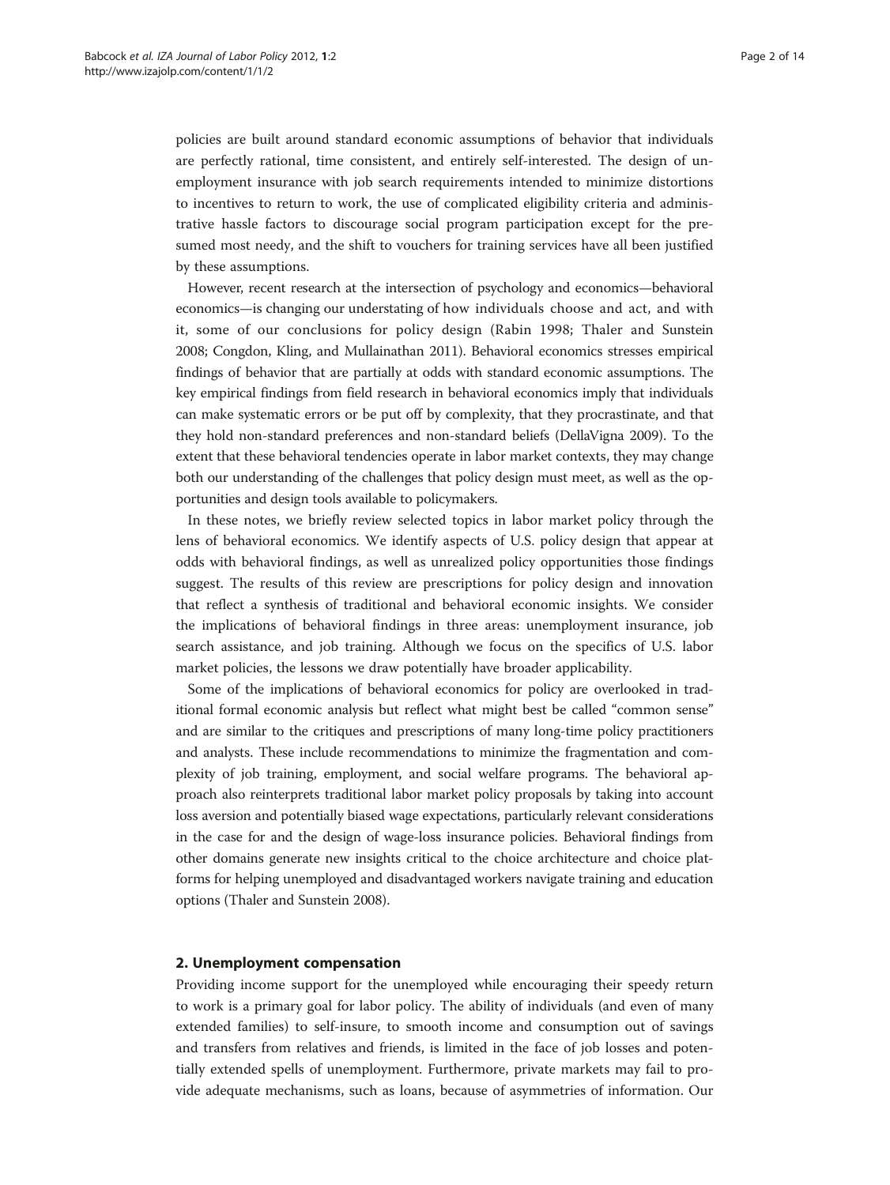policies are built around standard economic assumptions of behavior that individuals are perfectly rational, time consistent, and entirely self-interested. The design of unemployment insurance with job search requirements intended to minimize distortions to incentives to return to work, the use of complicated eligibility criteria and administrative hassle factors to discourage social program participation except for the presumed most needy, and the shift to vouchers for training services have all been justified by these assumptions.

However, recent research at the intersection of psychology and economics—behavioral economics—is changing our understating of how individuals choose and act, and with it, some of our conclusions for policy design (Rabin 1998; Thaler and Sunstein 2008; Congdon, Kling, and Mullainathan 2011). Behavioral economics stresses empirical findings of behavior that are partially at odds with standard economic assumptions. The key empirical findings from field research in behavioral economics imply that individuals can make systematic errors or be put off by complexity, that they procrastinate, and that they hold non-standard preferences and non-standard beliefs (DellaVigna 2009). To the extent that these behavioral tendencies operate in labor market contexts, they may change both our understanding of the challenges that policy design must meet, as well as the opportunities and design tools available to policymakers.

In these notes, we briefly review selected topics in labor market policy through the lens of behavioral economics. We identify aspects of U.S. policy design that appear at odds with behavioral findings, as well as unrealized policy opportunities those findings suggest. The results of this review are prescriptions for policy design and innovation that reflect a synthesis of traditional and behavioral economic insights. We consider the implications of behavioral findings in three areas: unemployment insurance, job search assistance, and job training. Although we focus on the specifics of U.S. labor market policies, the lessons we draw potentially have broader applicability.

Some of the implications of behavioral economics for policy are overlooked in traditional formal economic analysis but reflect what might best be called "common sense" and are similar to the critiques and prescriptions of many long-time policy practitioners and analysts. These include recommendations to minimize the fragmentation and complexity of job training, employment, and social welfare programs. The behavioral approach also reinterprets traditional labor market policy proposals by taking into account loss aversion and potentially biased wage expectations, particularly relevant considerations in the case for and the design of wage-loss insurance policies. Behavioral findings from other domains generate new insights critical to the choice architecture and choice platforms for helping unemployed and disadvantaged workers navigate training and education options (Thaler and Sunstein 2008).

## 2. Unemployment compensation

Providing income support for the unemployed while encouraging their speedy return to work is a primary goal for labor policy. The ability of individuals (and even of many extended families) to self-insure, to smooth income and consumption out of savings and transfers from relatives and friends, is limited in the face of job losses and potentially extended spells of unemployment. Furthermore, private markets may fail to provide adequate mechanisms, such as loans, because of asymmetries of information. Our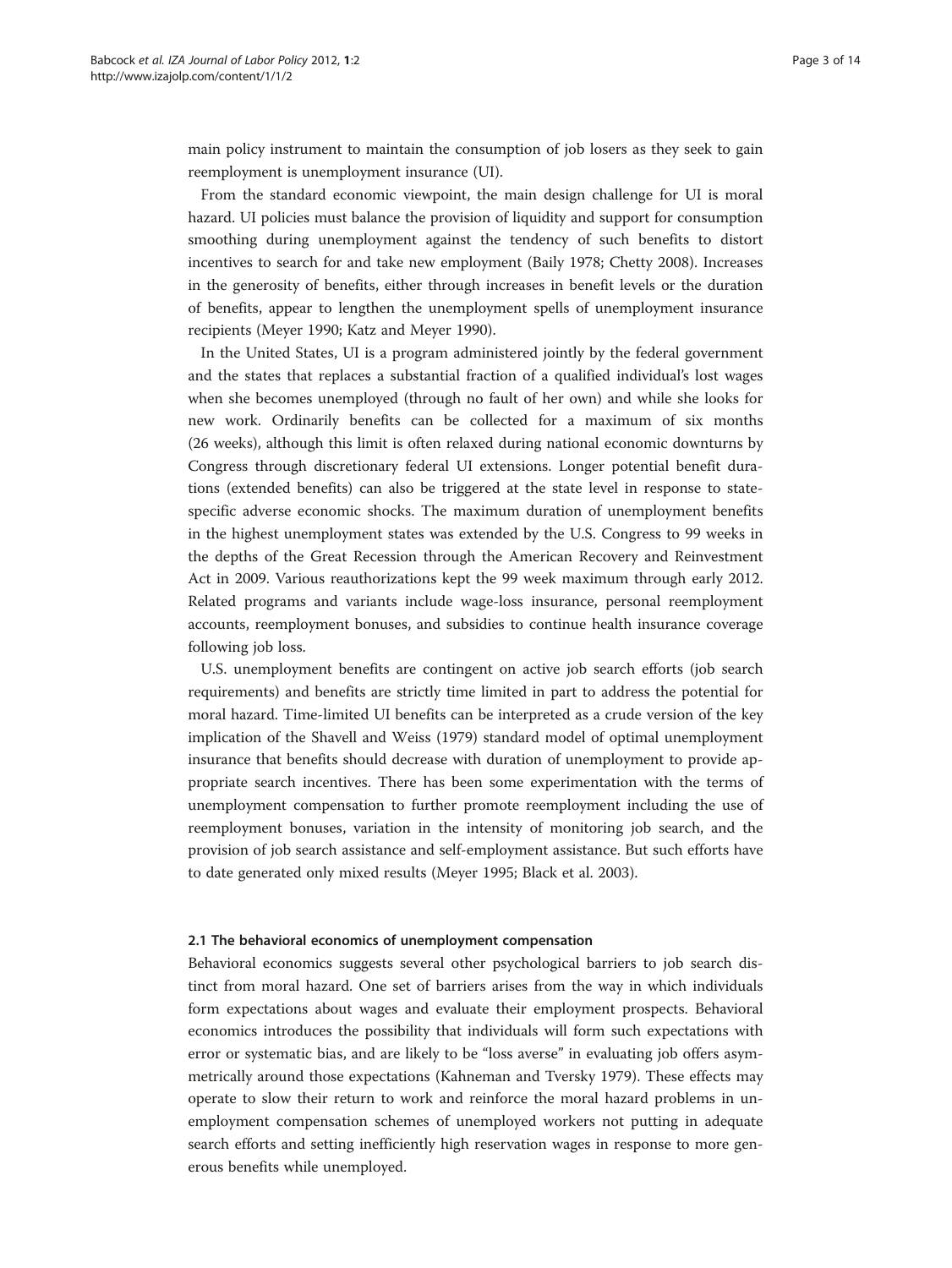main policy instrument to maintain the consumption of job losers as they seek to gain reemployment is unemployment insurance (UI).

From the standard economic viewpoint, the main design challenge for UI is moral hazard. UI policies must balance the provision of liquidity and support for consumption smoothing during unemployment against the tendency of such benefits to distort incentives to search for and take new employment (Baily 1978; Chetty 2008). Increases in the generosity of benefits, either through increases in benefit levels or the duration of benefits, appear to lengthen the unemployment spells of unemployment insurance recipients (Meyer 1990; Katz and Meyer 1990).

In the United States, UI is a program administered jointly by the federal government and the states that replaces a substantial fraction of a qualified individual's lost wages when she becomes unemployed (through no fault of her own) and while she looks for new work. Ordinarily benefits can be collected for a maximum of six months (26 weeks), although this limit is often relaxed during national economic downturns by Congress through discretionary federal UI extensions. Longer potential benefit durations (extended benefits) can also be triggered at the state level in response to state-specific adverse economic shocks. The maximum duration of unemployment benefits in the highest unemployment states was extended by the U.S. Congress to 99 weeks in the depths of the Great Recession through the American Recovery and Reinvestment Act in 2009. Various reauthorizations kept the 99 week maximum through early 2012. Related programs and variants include wage-loss insurance, personal reemployment accounts, reemployment bonuses, and subsidies to continue health insurance coverage following job loss.

U.S. unemployment benefits are contingent on active job search efforts (job search requirements) and benefits are strictly time limited in part to address the potential for moral hazard. Time-limited UI benefits can be interpreted as a crude version of the key implication of the Shavell and Weiss (1979) standard model of optimal unemployment insurance that benefits should decrease with duration of unemployment to provide appropriate search incentives. There has been some experimentation with the terms of unemployment compensation to further promote reemployment including the use of reemployment bonuses, variation in the intensity of monitoring job search, and the provision of job search assistance and self-employment assistance. But such efforts have to date generated only mixed results (Meyer 1995; Black et al. 2003).

### 2.1 The behavioral economics of unemployment compensation

Behavioral economics suggests several other psychological barriers to job search distinct from moral hazard. One set of barriers arises from the way in which individuals form expectations about wages and evaluate their employment prospects. Behavioral economics introduces the possibility that individuals will form such expectations with error or systematic bias, and are likely to be "loss averse" in evaluating job offers asymmetrically around those expectations (Kahneman and Tversky 1979). These effects may operate to slow their return to work and reinforce the moral hazard problems in unemployment compensation schemes of unemployed workers not putting in adequate search efforts and setting inefficiently high reservation wages in response to more generous benefits while unemployed.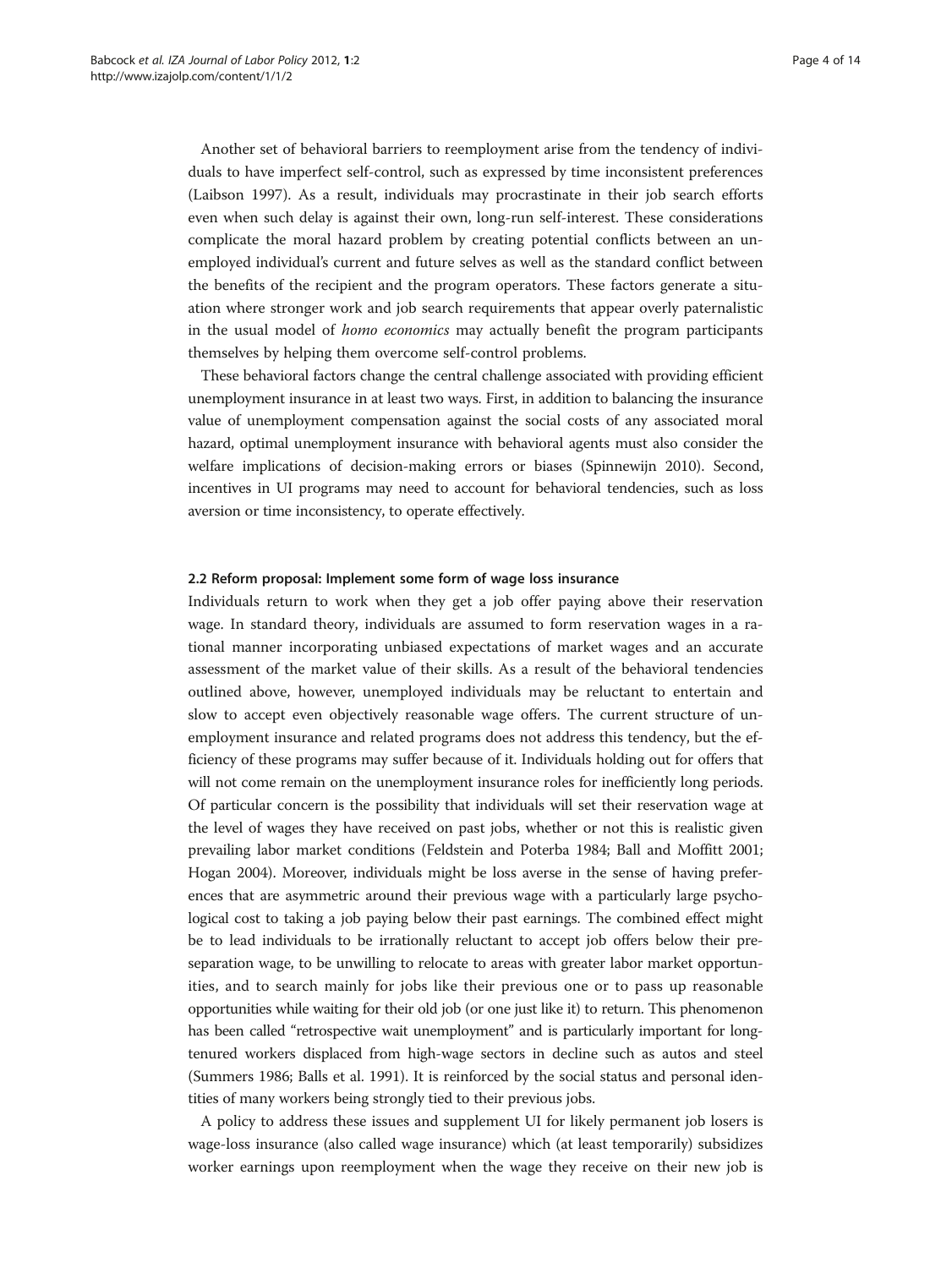Another set of behavioral barriers to reemployment arise from the tendency of individuals to have imperfect self-control, such as expressed by time inconsistent preferences (Laibson 1997). As a result, individuals may procrastinate in their job search efforts even when such delay is against their own, long-run self-interest. These considerations complicate the moral hazard problem by creating potential conflicts between an unemployed individual's current and future selves as well as the standard conflict between the benefits of the recipient and the program operators. These factors generate a situation where stronger work and job search requirements that appear overly paternalistic in the usual model of *homo economics* may actually benefit the program participants themselves by helping them overcome self-control problems.

These behavioral factors change the central challenge associated with providing efficient unemployment insurance in at least two ways. First, in addition to balancing the insurance value of unemployment compensation against the social costs of any associated moral hazard, optimal unemployment insurance with behavioral agents must also consider the welfare implications of decision-making errors or biases (Spinnewijn 2010). Second, incentives in UI programs may need to account for behavioral tendencies, such as loss aversion or time inconsistency, to operate effectively.

### 2.2 Reform proposal: Implement some form of wage loss insurance

Individuals return to work when they get a job offer paying above their reservation wage. In standard theory, individuals are assumed to form reservation wages in a rational manner incorporating unbiased expectations of market wages and an accurate assessment of the market value of their skills. As a result of the behavioral tendencies outlined above, however, unemployed individuals may be reluctant to entertain and slow to accept even objectively reasonable wage offers. The current structure of unemployment insurance and related programs does not address this tendency, but the efficiency of these programs may suffer because of it. Individuals holding out for offers that will not come remain on the unemployment insurance roles for inefficiently long periods. Of particular concern is the possibility that individuals will set their reservation wage at the level of wages they have received on past jobs, whether or not this is realistic given prevailing labor market conditions (Feldstein and Poterba 1984; Ball and Moffitt 2001; Hogan 2004). Moreover, individuals might be loss averse in the sense of having preferences that are asymmetric around their previous wage with a particularly large psychological cost to taking a job paying below their past earnings. The combined effect might be to lead individuals to be irrationally reluctant to accept job offers below their pre-separation wage, to be unwilling to relocate to areas with greater labor market opportunities, and to search mainly for jobs like their previous one or to pass up reasonable opportunities while waiting for their old job (or one just like it) to return. This phenomenon has been called "retrospective wait unemployment" and is particularly important for long-tenured workers displaced from high-wage sectors in decline such as autos and steel (Summers 1986; Balls et al. 1991). It is reinforced by the social status and personal identities of many workers being strongly tied to their previous jobs.

A policy to address these issues and supplement UI for likely permanent job losers is wage-loss insurance (also called wage insurance) which (at least temporarily) subsidizes worker earnings upon reemployment when the wage they receive on their new job is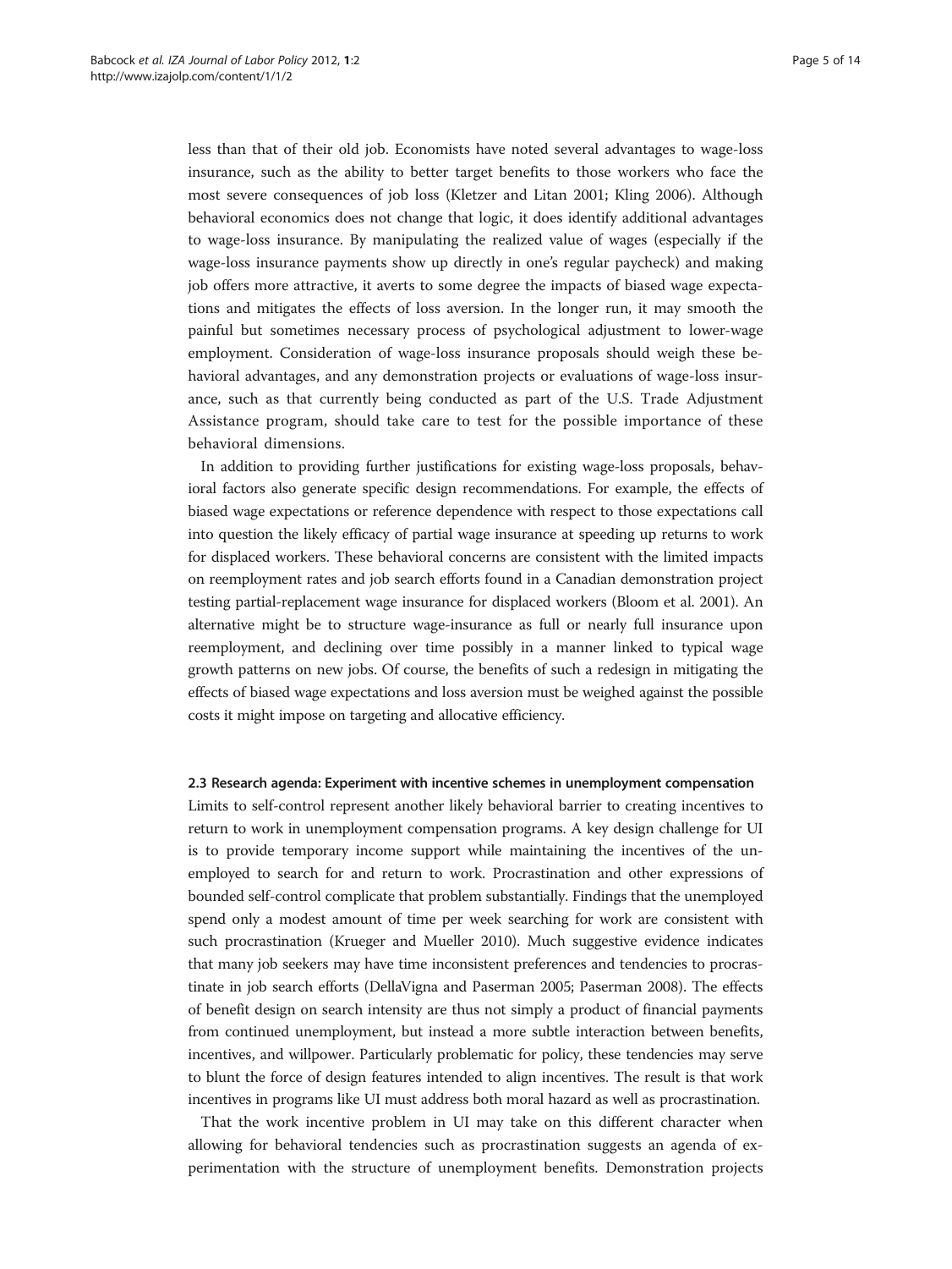less than that of their old job. Economists have noted several advantages to wage-loss insurance, such as the ability to better target benefits to those workers who face the most severe consequences of job loss (Kletzer and Litan 2001; Kling 2006). Although behavioral economics does not change that logic, it does identify additional advantages to wage-loss insurance. By manipulating the realized value of wages (especially if the wage-loss insurance payments show up directly in one's regular paycheck) and making job offers more attractive, it averts to some degree the impacts of biased wage expectations and mitigates the effects of loss aversion. In the longer run, it may smooth the painful but sometimes necessary process of psychological adjustment to lower-wage employment. Consideration of wage-loss insurance proposals should weigh these behavioral advantages, and any demonstration projects or evaluations of wage-loss insurance, such as that currently being conducted as part of the U.S. Trade Adjustment Assistance program, should take care to test for the possible importance of these behavioral dimensions.

In addition to providing further justifications for existing wage-loss proposals, behavioral factors also generate specific design recommendations. For example, the effects of biased wage expectations or reference dependence with respect to those expectations call into question the likely efficacy of partial wage insurance at speeding up returns to work for displaced workers. These behavioral concerns are consistent with the limited impacts on reemployment rates and job search efforts found in a Canadian demonstration project testing partial-replacement wage insurance for displaced workers (Bloom et al. 2001). An alternative might be to structure wage-insurance as full or nearly full insurance upon reemployment, and declining over time possibly in a manner linked to typical wage growth patterns on new jobs. Of course, the benefits of such a redesign in mitigating the effects of biased wage expectations and loss aversion must be weighed against the possible costs it might impose on targeting and allocative efficiency.

### 2.3 Research agenda: Experiment with incentive schemes in unemployment compensation

Limits to self-control represent another likely behavioral barrier to creating incentives to return to work in unemployment compensation programs. A key design challenge for UI is to provide temporary income support while maintaining the incentives of the unemployed to search for and return to work. Procrastination and other expressions of bounded self-control complicate that problem substantially. Findings that the unemployed spend only a modest amount of time per week searching for work are consistent with such procrastination (Krueger and Mueller 2010). Much suggestive evidence indicates that many job seekers may have time inconsistent preferences and tendencies to procrastinate in job search efforts (DellaVigna and Paserman 2005; Paserman 2008). The effects of benefit design on search intensity are thus not simply a product of financial payments from continued unemployment, but instead a more subtle interaction between benefits, incentives, and willpower. Particularly problematic for policy, these tendencies may serve to blunt the force of design features intended to align incentives. The result is that work incentives in programs like UI must address both moral hazard as well as procrastination.

That the work incentive problem in UI may take on this different character when allowing for behavioral tendencies such as procrastination suggests an agenda of experimentation with the structure of unemployment benefits. Demonstration projects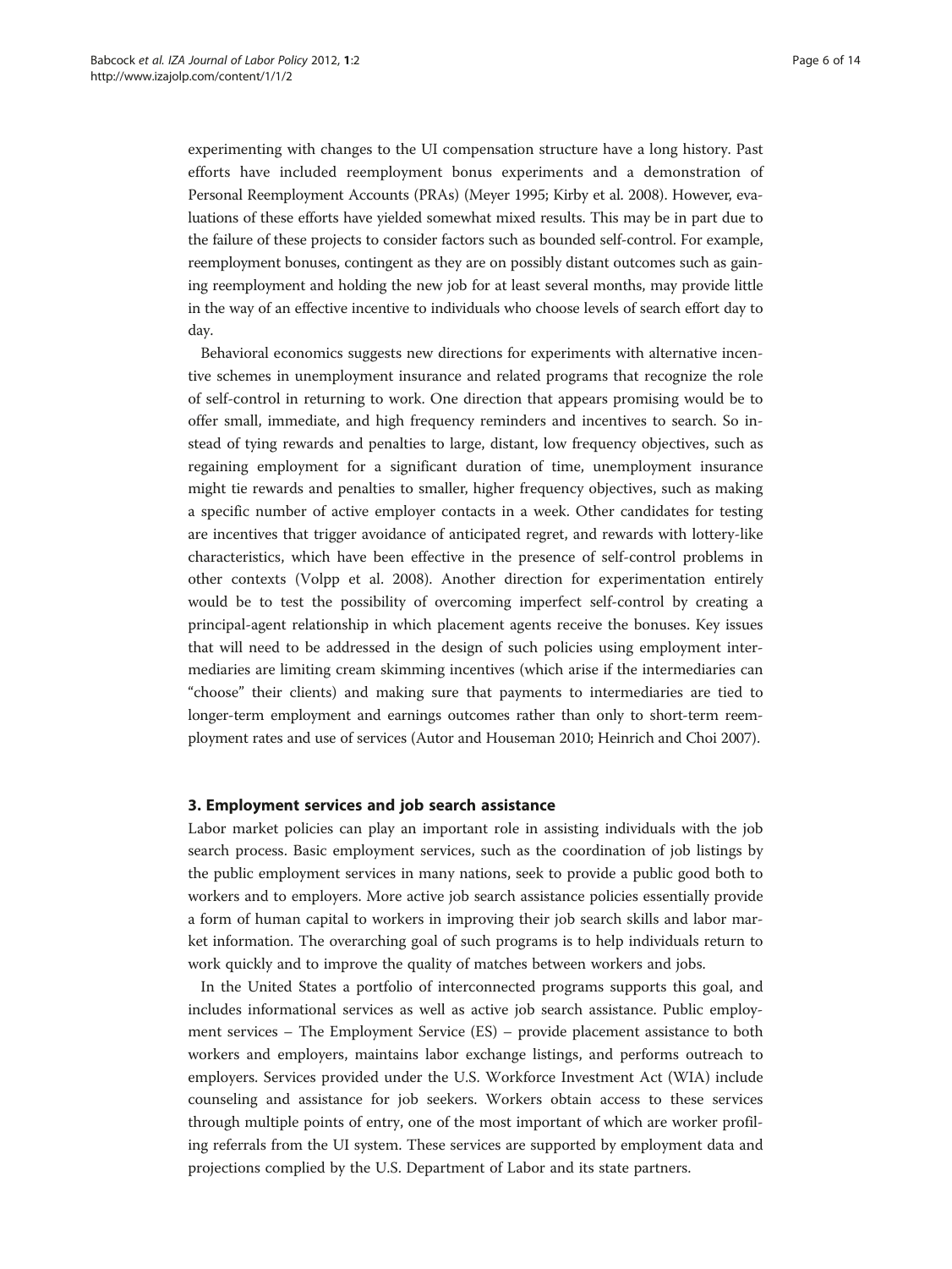experimenting with changes to the UI compensation structure have a long history. Past efforts have included reemployment bonus experiments and a demonstration of Personal Reemployment Accounts (PRAs) (Meyer 1995; Kirby et al. 2008). However, evaluations of these efforts have yielded somewhat mixed results. This may be in part due to the failure of these projects to consider factors such as bounded self-control. For example, reemployment bonuses, contingent as they are on possibly distant outcomes such as gaining reemployment and holding the new job for at least several months, may provide little in the way of an effective incentive to individuals who choose levels of search effort day to day.

Behavioral economics suggests new directions for experiments with alternative incentive schemes in unemployment insurance and related programs that recognize the role of self-control in returning to work. One direction that appears promising would be to offer small, immediate, and high frequency reminders and incentives to search. So instead of tying rewards and penalties to large, distant, low frequency objectives, such as regaining employment for a significant duration of time, unemployment insurance might tie rewards and penalties to smaller, higher frequency objectives, such as making a specific number of active employer contacts in a week. Other candidates for testing are incentives that trigger avoidance of anticipated regret, and rewards with lottery-like characteristics, which have been effective in the presence of self-control problems in other contexts (Volpp et al. 2008). Another direction for experimentation entirely would be to test the possibility of overcoming imperfect self-control by creating a principal-agent relationship in which placement agents receive the bonuses. Key issues that will need to be addressed in the design of such policies using employment intermediaries are limiting cream skimming incentives (which arise if the intermediaries can "choose" their clients) and making sure that payments to intermediaries are tied to longer-term employment and earnings outcomes rather than only to short-term reemployment rates and use of services (Autor and Houseman 2010; Heinrich and Choi 2007).

## 3. Employment services and job search assistance

Labor market policies can play an important role in assisting individuals with the job search process. Basic employment services, such as the coordination of job listings by the public employment services in many nations, seek to provide a public good both to workers and to employers. More active job search assistance policies essentially provide a form of human capital to workers in improving their job search skills and labor market information. The overarching goal of such programs is to help individuals return to work quickly and to improve the quality of matches between workers and jobs.

In the United States a portfolio of interconnected programs supports this goal, and includes informational services as well as active job search assistance. Public employment services – The Employment Service (ES) – provide placement assistance to both workers and employers, maintains labor exchange listings, and performs outreach to employers. Services provided under the U.S. Workforce Investment Act (WIA) include counseling and assistance for job seekers. Workers obtain access to these services through multiple points of entry, one of the most important of which are worker profiling referrals from the UI system. These services are supported by employment data and projections complied by the U.S. Department of Labor and its state partners.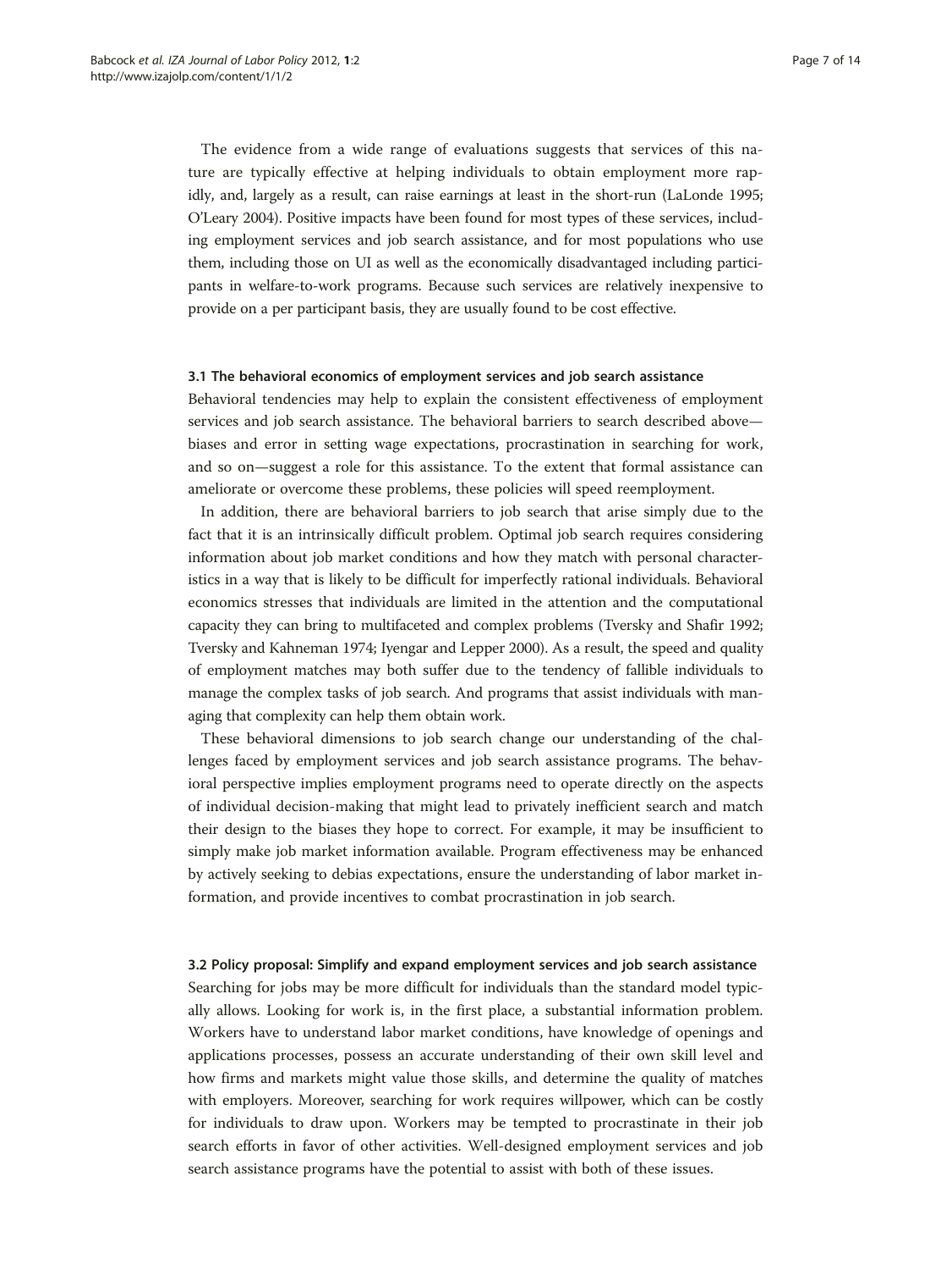The evidence from a wide range of evaluations suggests that services of this nature are typically effective at helping individuals to obtain employment more rapidly, and, largely as a result, can raise earnings at least in the short-run (LaLonde 1995; O'Leary 2004). Positive impacts have been found for most types of these services, including employment services and job search assistance, and for most populations who use them, including those on UI as well as the economically disadvantaged including participants in welfare-to-work programs. Because such services are relatively inexpensive to provide on a per participant basis, they are usually found to be cost effective.

### 3.1 The behavioral economics of employment services and job search assistance

Behavioral tendencies may help to explain the consistent effectiveness of employment services and job search assistance. The behavioral barriers to search described above—biases and error in setting wage expectations, procrastination in searching for work, and so on—suggest a role for this assistance. To the extent that formal assistance can ameliorate or overcome these problems, these policies will speed reemployment.

In addition, there are behavioral barriers to job search that arise simply due to the fact that it is an intrinsically difficult problem. Optimal job search requires considering information about job market conditions and how they match with personal characteristics in a way that is likely to be difficult for imperfectly rational individuals. Behavioral economics stresses that individuals are limited in the attention and the computational capacity they can bring to multifaceted and complex problems (Tversky and Shafir 1992; Tversky and Kahneman 1974; Iyengar and Lepper 2000). As a result, the speed and quality of employment matches may both suffer due to the tendency of fallible individuals to manage the complex tasks of job search. And programs that assist individuals with managing that complexity can help them obtain work.

These behavioral dimensions to job search change our understanding of the challenges faced by employment services and job search assistance programs. The behavioral perspective implies employment programs need to operate directly on the aspects of individual decision-making that might lead to privately inefficient search and match their design to the biases they hope to correct. For example, it may be insufficient to simply make job market information available. Program effectiveness may be enhanced by actively seeking to debias expectations, ensure the understanding of labor market information, and provide incentives to combat procrastination in job search.

### 3.2 Policy proposal: Simplify and expand employment services and job search assistance

Searching for jobs may be more difficult for individuals than the standard model typically allows. Looking for work is, in the first place, a substantial information problem. Workers have to understand labor market conditions, have knowledge of openings and applications processes, possess an accurate understanding of their own skill level and how firms and markets might value those skills, and determine the quality of matches with employers. Moreover, searching for work requires willpower, which can be costly for individuals to draw upon. Workers may be tempted to procrastinate in their job search efforts in favor of other activities. Well-designed employment services and job search assistance programs have the potential to assist with both of these issues.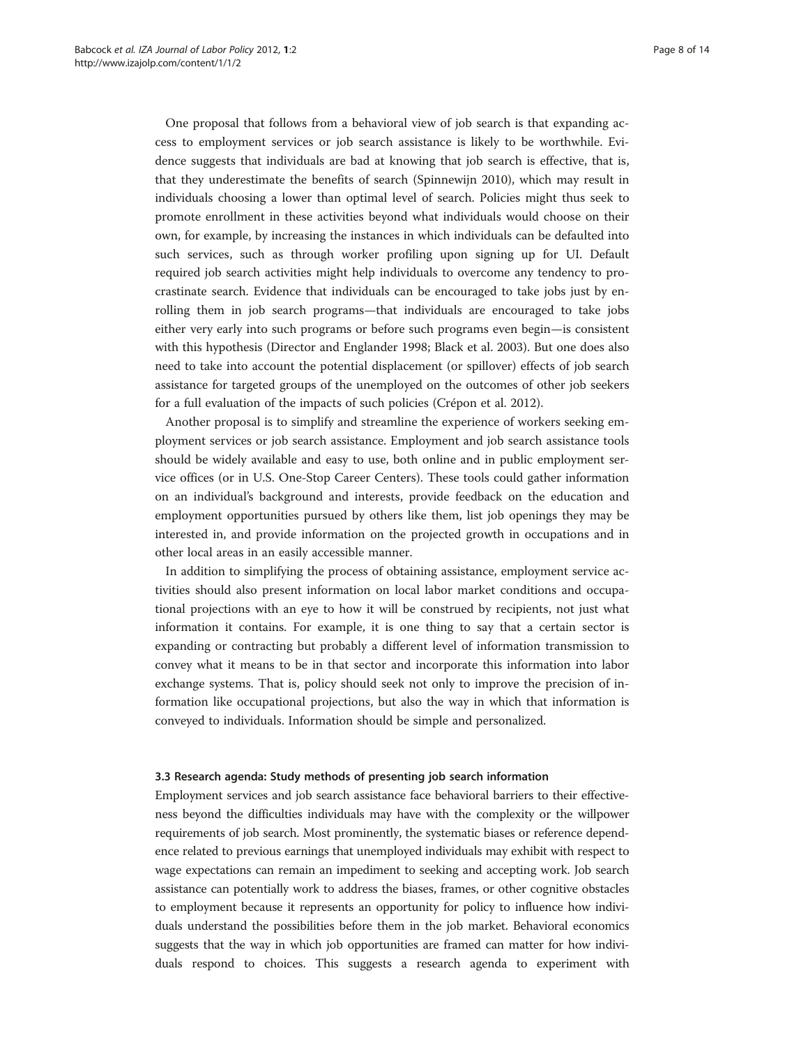One proposal that follows from a behavioral view of job search is that expanding access to employment services or job search assistance is likely to be worthwhile. Evidence suggests that individuals are bad at knowing that job search is effective, that is, that they underestimate the benefits of search (Spinnewijn 2010), which may result in individuals choosing a lower than optimal level of search. Policies might thus seek to promote enrollment in these activities beyond what individuals would choose on their own, for example, by increasing the instances in which individuals can be defaulted into such services, such as through worker profiling upon signing up for UI. Default required job search activities might help individuals to overcome any tendency to procrastinate search. Evidence that individuals can be encouraged to take jobs just by enrolling them in job search programs—that individuals are encouraged to take jobs either very early into such programs or before such programs even begin—is consistent with this hypothesis (Director and Englander 1998; Black et al. 2003). But one does also need to take into account the potential displacement (or spillover) effects of job search assistance for targeted groups of the unemployed on the outcomes of other job seekers for a full evaluation of the impacts of such policies (Crépon et al. 2012).

Another proposal is to simplify and streamline the experience of workers seeking employment services or job search assistance. Employment and job search assistance tools should be widely available and easy to use, both online and in public employment service offices (or in U.S. One-Stop Career Centers). These tools could gather information on an individual's background and interests, provide feedback on the education and employment opportunities pursued by others like them, list job openings they may be interested in, and provide information on the projected growth in occupations and in other local areas in an easily accessible manner.

In addition to simplifying the process of obtaining assistance, employment service activities should also present information on local labor market conditions and occupational projections with an eye to how it will be construed by recipients, not just what information it contains. For example, it is one thing to say that a certain sector is expanding or contracting but probably a different level of information transmission to convey what it means to be in that sector and incorporate this information into labor exchange systems. That is, policy should seek not only to improve the precision of information like occupational projections, but also the way in which that information is conveyed to individuals. Information should be simple and personalized.

### 3.3 Research agenda: Study methods of presenting job search information

Employment services and job search assistance face behavioral barriers to their effectiveness beyond the difficulties individuals may have with the complexity or the willpower requirements of job search. Most prominently, the systematic biases or reference dependence related to previous earnings that unemployed individuals may exhibit with respect to wage expectations can remain an impediment to seeking and accepting work. Job search assistance can potentially work to address the biases, frames, or other cognitive obstacles to employment because it represents an opportunity for policy to influence how individuals understand the possibilities before them in the job market. Behavioral economics suggests that the way in which job opportunities are framed can matter for how individuals respond to choices. This suggests a research agenda to experiment with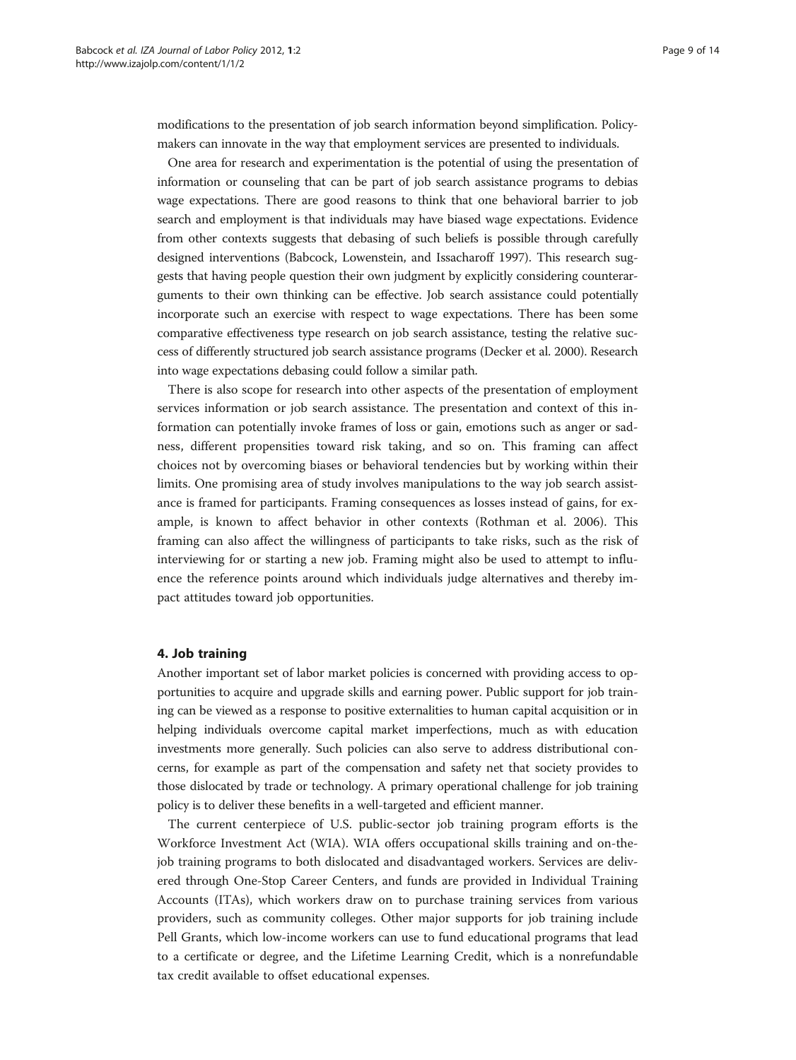modifications to the presentation of job search information beyond simplification. Policymakers can innovate in the way that employment services are presented to individuals.

One area for research and experimentation is the potential of using the presentation of information or counseling that can be part of job search assistance programs to debias wage expectations. There are good reasons to think that one behavioral barrier to job search and employment is that individuals may have biased wage expectations. Evidence from other contexts suggests that debasing of such beliefs is possible through carefully designed interventions (Babcock, Lowenstein, and Issacharoff 1997). This research suggests that having people question their own judgment by explicitly considering counterarguments to their own thinking can be effective. Job search assistance could potentially incorporate such an exercise with respect to wage expectations. There has been some comparative effectiveness type research on job search assistance, testing the relative success of differently structured job search assistance programs (Decker et al. 2000). Research into wage expectations debasing could follow a similar path.

There is also scope for research into other aspects of the presentation of employment services information or job search assistance. The presentation and context of this information can potentially invoke frames of loss or gain, emotions such as anger or sadness, different propensities toward risk taking, and so on. This framing can affect choices not by overcoming biases or behavioral tendencies but by working within their limits. One promising area of study involves manipulations to the way job search assistance is framed for participants. Framing consequences as losses instead of gains, for example, is known to affect behavior in other contexts (Rothman et al. 2006). This framing can also affect the willingness of participants to take risks, such as the risk of interviewing for or starting a new job. Framing might also be used to attempt to influence the reference points around which individuals judge alternatives and thereby impact attitudes toward job opportunities.

## 4. Job training

Another important set of labor market policies is concerned with providing access to opportunities to acquire and upgrade skills and earning power. Public support for job training can be viewed as a response to positive externalities to human capital acquisition or in helping individuals overcome capital market imperfections, much as with education investments more generally. Such policies can also serve to address distributional concerns, for example as part of the compensation and safety net that society provides to those dislocated by trade or technology. A primary operational challenge for job training policy is to deliver these benefits in a well-targeted and efficient manner.

The current centerpiece of U.S. public-sector job training program efforts is the Workforce Investment Act (WIA). WIA offers occupational skills training and on-the-job training programs to both dislocated and disadvantaged workers. Services are delivered through One-Stop Career Centers, and funds are provided in Individual Training Accounts (ITAs), which workers draw on to purchase training services from various providers, such as community colleges. Other major supports for job training include Pell Grants, which low-income workers can use to fund educational programs that lead to a certificate or degree, and the Lifetime Learning Credit, which is a nonrefundable tax credit available to offset educational expenses.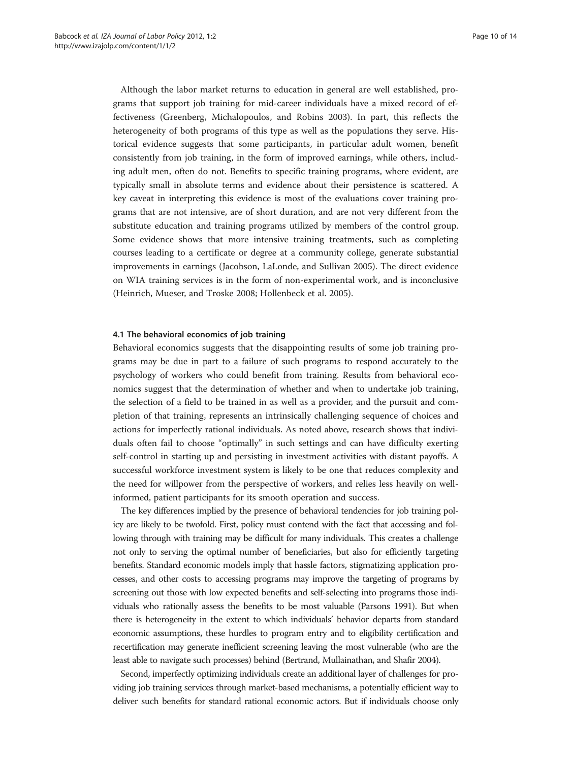Although the labor market returns to education in general are well established, programs that support job training for mid-career individuals have a mixed record of effectiveness (Greenberg, Michalopoulos, and Robins 2003). In part, this reflects the heterogeneity of both programs of this type as well as the populations they serve. Historical evidence suggests that some participants, in particular adult women, benefit consistently from job training, in the form of improved earnings, while others, including adult men, often do not. Benefits to specific training programs, where evident, are typically small in absolute terms and evidence about their persistence is scattered. A key caveat in interpreting this evidence is most of the evaluations cover training programs that are not intensive, are of short duration, and are not very different from the substitute education and training programs utilized by members of the control group. Some evidence shows that more intensive training treatments, such as completing courses leading to a certificate or degree at a community college, generate substantial improvements in earnings (Jacobson, LaLonde, and Sullivan 2005). The direct evidence on WIA training services is in the form of non-experimental work, and is inconclusive (Heinrich, Mueser, and Troske 2008; Hollenbeck et al. 2005).

### 4.1 The behavioral economics of job training

Behavioral economics suggests that the disappointing results of some job training programs may be due in part to a failure of such programs to respond accurately to the psychology of workers who could benefit from training. Results from behavioral economics suggest that the determination of whether and when to undertake job training, the selection of a field to be trained in as well as a provider, and the pursuit and completion of that training, represents an intrinsically challenging sequence of choices and actions for imperfectly rational individuals. As noted above, research shows that individuals often fail to choose "optimally" in such settings and can have difficulty exerting self-control in starting up and persisting in investment activities with distant payoffs. A successful workforce investment system is likely to be one that reduces complexity and the need for willpower from the perspective of workers, and relies less heavily on well-informed, patient participants for its smooth operation and success.

The key differences implied by the presence of behavioral tendencies for job training policy are likely to be twofold. First, policy must contend with the fact that accessing and following through with training may be difficult for many individuals. This creates a challenge not only to serving the optimal number of beneficiaries, but also for efficiently targeting benefits. Standard economic models imply that hassle factors, stigmatizing application processes, and other costs to accessing programs may improve the targeting of programs by screening out those with low expected benefits and self-selecting into programs those individuals who rationally assess the benefits to be most valuable (Parsons 1991). But when there is heterogeneity in the extent to which individuals' behavior departs from standard economic assumptions, these hurdles to program entry and to eligibility certification and recertification may generate inefficient screening leaving the most vulnerable (who are the least able to navigate such processes) behind (Bertrand, Mullainathan, and Shafir 2004).

Second, imperfectly optimizing individuals create an additional layer of challenges for providing job training services through market-based mechanisms, a potentially efficient way to deliver such benefits for standard rational economic actors. But if individuals choose only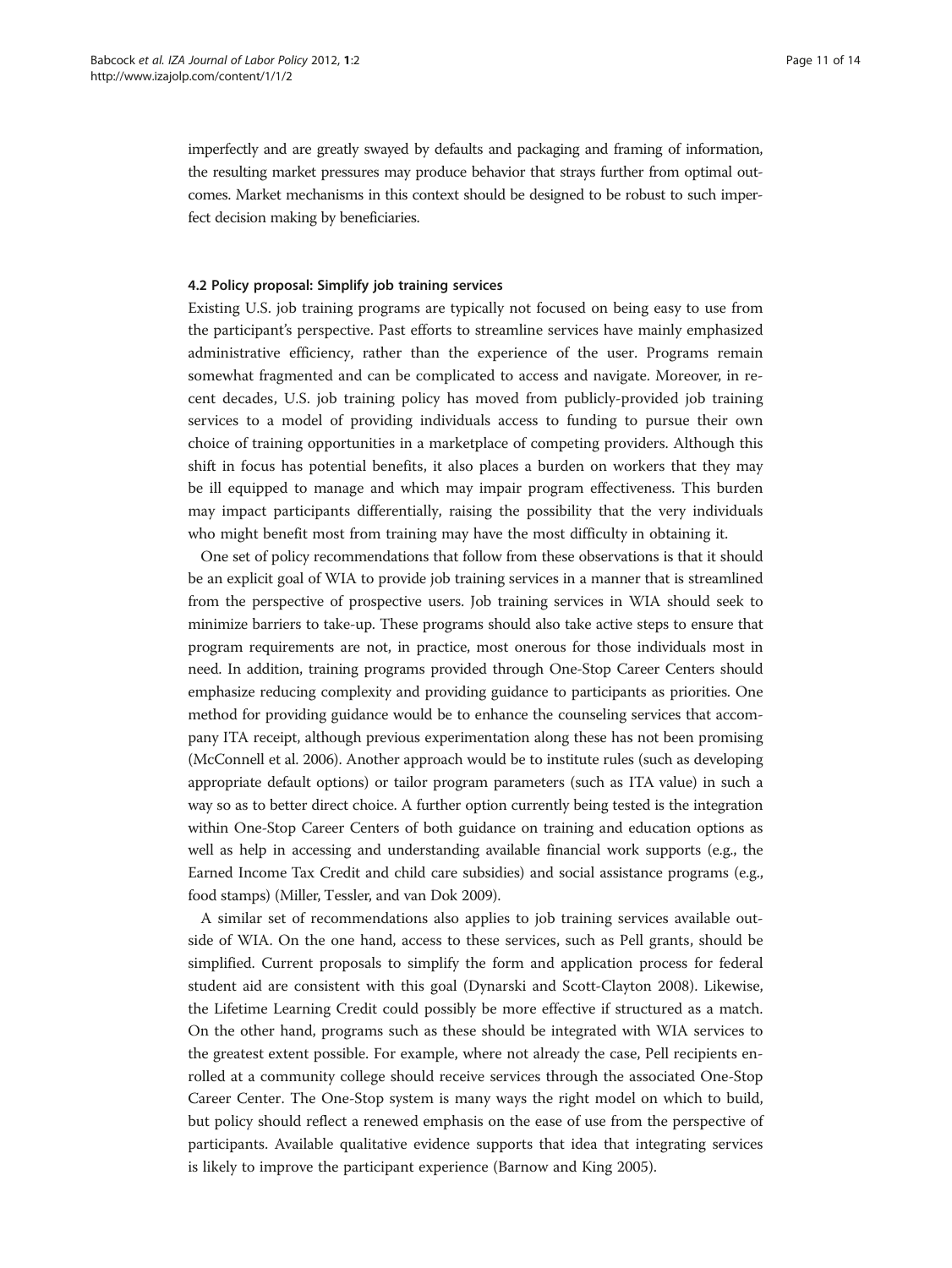imperfectly and are greatly swayed by defaults and packaging and framing of information, the resulting market pressures may produce behavior that strays further from optimal outcomes. Market mechanisms in this context should be designed to be robust to such imperfect decision making by beneficiaries.

### 4.2 Policy proposal: Simplify job training services

Existing U.S. job training programs are typically not focused on being easy to use from the participant's perspective. Past efforts to streamline services have mainly emphasized administrative efficiency, rather than the experience of the user. Programs remain somewhat fragmented and can be complicated to access and navigate. Moreover, in recent decades, U.S. job training policy has moved from publicly-provided job training services to a model of providing individuals access to funding to pursue their own choice of training opportunities in a marketplace of competing providers. Although this shift in focus has potential benefits, it also places a burden on workers that they may be ill equipped to manage and which may impair program effectiveness. This burden may impact participants differentially, raising the possibility that the very individuals who might benefit most from training may have the most difficulty in obtaining it.

One set of policy recommendations that follow from these observations is that it should be an explicit goal of WIA to provide job training services in a manner that is streamlined from the perspective of prospective users. Job training services in WIA should seek to minimize barriers to take-up. These programs should also take active steps to ensure that program requirements are not, in practice, most onerous for those individuals most in need. In addition, training programs provided through One-Stop Career Centers should emphasize reducing complexity and providing guidance to participants as priorities. One method for providing guidance would be to enhance the counseling services that accompany ITA receipt, although previous experimentation along these has not been promising (McConnell et al. 2006). Another approach would be to institute rules (such as developing appropriate default options) or tailor program parameters (such as ITA value) in such a way so as to better direct choice. A further option currently being tested is the integration within One-Stop Career Centers of both guidance on training and education options as well as help in accessing and understanding available financial work supports (e.g., the Earned Income Tax Credit and child care subsidies) and social assistance programs (e.g., food stamps) (Miller, Tessler, and van Dok 2009).

A similar set of recommendations also applies to job training services available outside of WIA. On the one hand, access to these services, such as Pell grants, should be simplified. Current proposals to simplify the form and application process for federal student aid are consistent with this goal (Dynarski and Scott-Clayton 2008). Likewise, the Lifetime Learning Credit could possibly be more effective if structured as a match. On the other hand, programs such as these should be integrated with WIA services to the greatest extent possible. For example, where not already the case, Pell recipients enrolled at a community college should receive services through the associated One-Stop Career Center. The One-Stop system is many ways the right model on which to build, but policy should reflect a renewed emphasis on the ease of use from the perspective of participants. Available qualitative evidence supports that idea that integrating services is likely to improve the participant experience (Barnow and King 2005).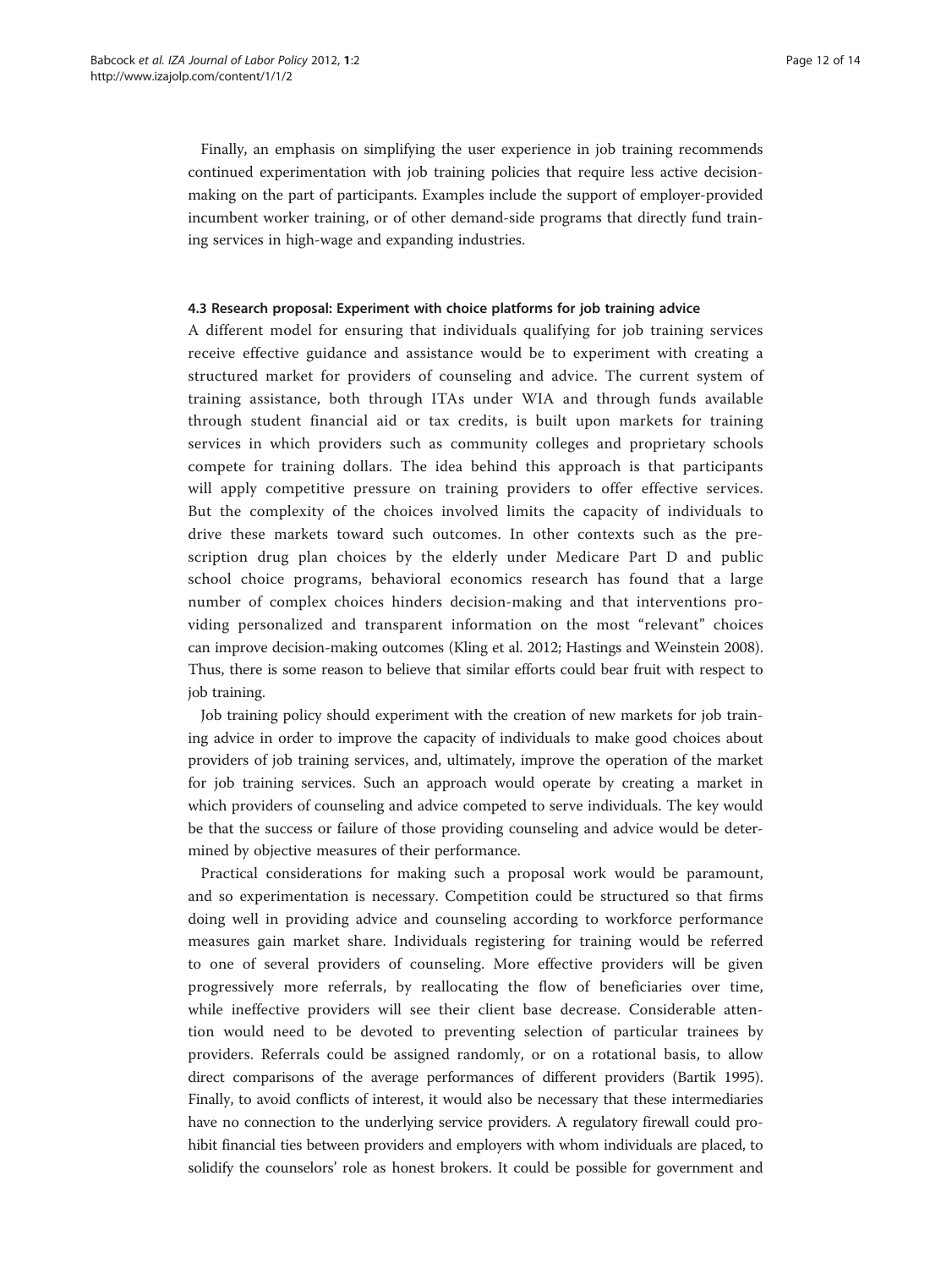Finally, an emphasis on simplifying the user experience in job training recommends continued experimentation with job training policies that require less active decision-making on the part of participants. Examples include the support of employer-provided incumbent worker training, or of other demand-side programs that directly fund training services in high-wage and expanding industries.

### 4.3 Research proposal: Experiment with choice platforms for job training advice

A different model for ensuring that individuals qualifying for job training services receive effective guidance and assistance would be to experiment with creating a structured market for providers of counseling and advice. The current system of training assistance, both through ITAs under WIA and through funds available through student financial aid or tax credits, is built upon markets for training services in which providers such as community colleges and proprietary schools compete for training dollars. The idea behind this approach is that participants will apply competitive pressure on training providers to offer effective services. But the complexity of the choices involved limits the capacity of individuals to drive these markets toward such outcomes. In other contexts such as the prescription drug plan choices by the elderly under Medicare Part D and public school choice programs, behavioral economics research has found that a large number of complex choices hinders decision-making and that interventions providing personalized and transparent information on the most "relevant" choices can improve decision-making outcomes (Kling et al. 2012; Hastings and Weinstein 2008). Thus, there is some reason to believe that similar efforts could bear fruit with respect to job training.

Job training policy should experiment with the creation of new markets for job training advice in order to improve the capacity of individuals to make good choices about providers of job training services, and, ultimately, improve the operation of the market for job training services. Such an approach would operate by creating a market in which providers of counseling and advice competed to serve individuals. The key would be that the success or failure of those providing counseling and advice would be determined by objective measures of their performance.

Practical considerations for making such a proposal work would be paramount, and so experimentation is necessary. Competition could be structured so that firms doing well in providing advice and counseling according to workforce performance measures gain market share. Individuals registering for training would be referred to one of several providers of counseling. More effective providers will be given progressively more referrals, by reallocating the flow of beneficiaries over time, while ineffective providers will see their client base decrease. Considerable attention would need to be devoted to preventing selection of particular trainees by providers. Referrals could be assigned randomly, or on a rotational basis, to allow direct comparisons of the average performances of different providers (Bartik 1995). Finally, to avoid conflicts of interest, it would also be necessary that these intermediaries have no connection to the underlying service providers. A regulatory firewall could prohibit financial ties between providers and employers with whom individuals are placed, to solidify the counselors' role as honest brokers. It could be possible for government and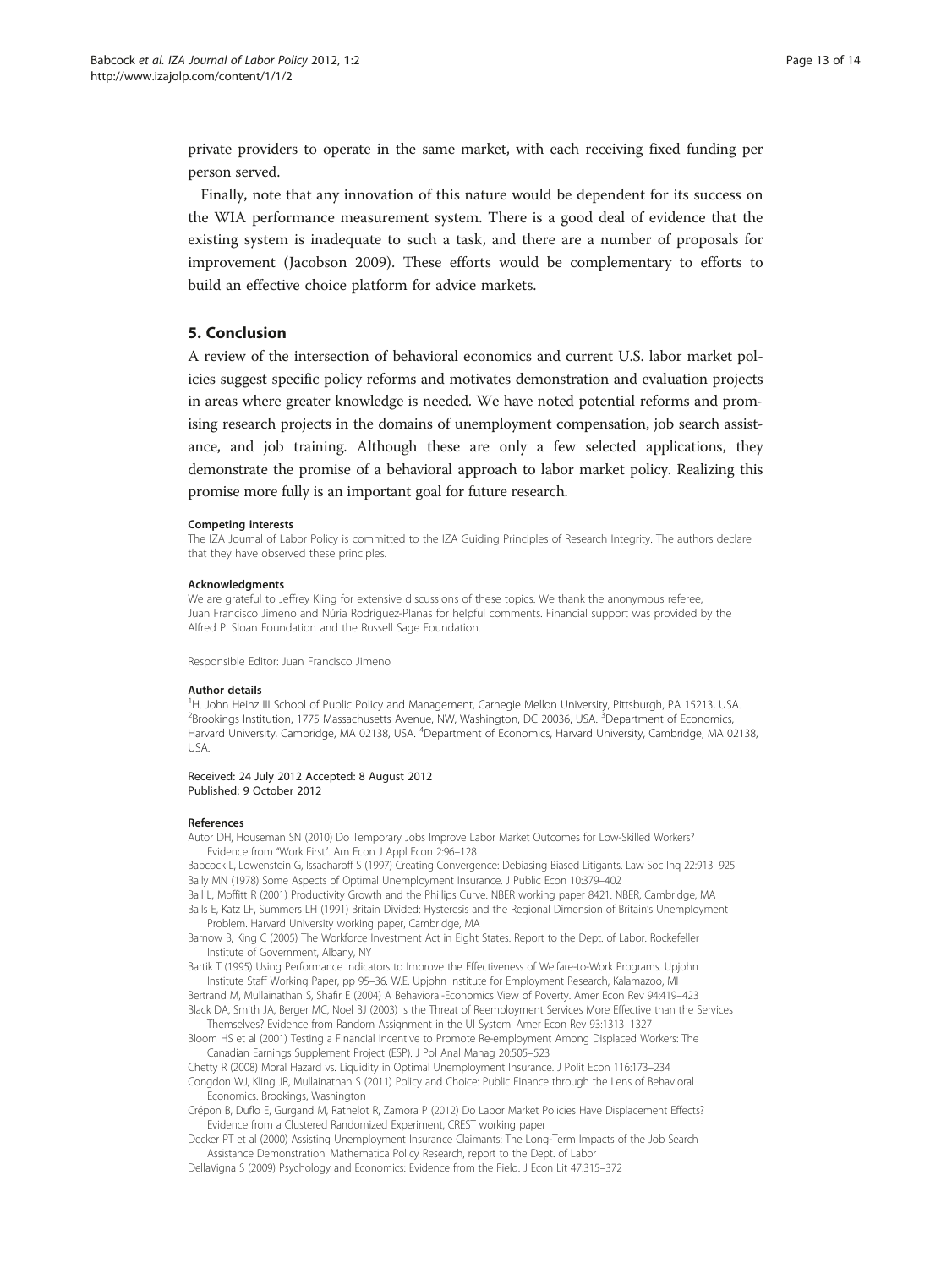private providers to operate in the same market, with each receiving fixed funding per person served.

Finally, note that any innovation of this nature would be dependent for its success on the WIA performance measurement system. There is a good deal of evidence that the existing system is inadequate to such a task, and there are a number of proposals for improvement (Jacobson 2009). These efforts would be complementary to efforts to build an effective choice platform for advice markets.

## 5. Conclusion

A review of the intersection of behavioral economics and current U.S. labor market policies suggest specific policy reforms and motivates demonstration and evaluation projects in areas where greater knowledge is needed. We have noted potential reforms and promising research projects in the domains of unemployment compensation, job search assistance, and job training. Although these are only a few selected applications, they demonstrate the promise of a behavioral approach to labor market policy. Realizing this promise more fully is an important goal for future research.

#### Competing interests

The IZA Journal of Labor Policy is committed to the IZA Guiding Principles of Research Integrity. The authors declare that they have observed these principles.

#### Acknowledgments

We are grateful to Jeffrey Kling for extensive discussions of these topics. We thank the anonymous referee, Juan Francisco Jimeno and Núria Rodríguez-Planas for helpful comments. Financial support was provided by the Alfred P. Sloan Foundation and the Russell Sage Foundation.

Responsible Editor: Juan Francisco Jimeno

#### Author details

[1]H. John Heinz III School of Public Policy and Management, Carnegie Mellon University, Pittsburgh, PA 15213, USA. [2]Brookings Institution, 1775 Massachusetts Avenue, NW, Washington, DC 20036, USA. [3]Department of Economics, Harvard University, Cambridge, MA 02138, USA. [4]Department of Economics, Harvard University, Cambridge, MA 02138, USA.

Received: 24 July 2012 Accepted: 8 August 2012
Published: 9 October 2012

#### References

Autor DH, Houseman SN (2010) Do Temporary Jobs Improve Labor Market Outcomes for Low-Skilled Workers? Evidence from "Work First". Am Econ J Appl Econ 2:96–128

Babcock L, Lowenstein G, Issacharoff S (1997) Creating Convergence: Debiasing Biased Litigants. Law Soc Inq 22:913–925

Baily MN (1978) Some Aspects of Optimal Unemployment Insurance. J Public Econ 10:379–402

Ball L, Moffitt R (2001) Productivity Growth and the Phillips Curve. NBER working paper 8421. NBER, Cambridge, MA

Balls E, Katz LF, Summers LH (1991) Britain Divided: Hysteresis and the Regional Dimension of Britain's Unemployment Problem. Harvard University working paper, Cambridge, MA

Barnow B, King C (2005) The Workforce Investment Act in Eight States. Report to the Dept. of Labor. Rockefeller Institute of Government, Albany, NY

Bartik T (1995) Using Performance Indicators to Improve the Effectiveness of Welfare-to-Work Programs. Upjohn Institute Staff Working Paper, pp 95–36. W.E. Upjohn Institute for Employment Research, Kalamazoo, MI

Bertrand M, Mullainathan S, Shafir E (2004) A Behavioral-Economics View of Poverty. Amer Econ Rev 94:419–423

Black DA, Smith JA, Berger MC, Noel BJ (2003) Is the Threat of Reemployment Services More Effective than the Services Themselves? Evidence from Random Assignment in the UI System. Amer Econ Rev 93:1313–1327

Bloom HS et al (2001) Testing a Financial Incentive to Promote Re-employment Among Displaced Workers: The Canadian Earnings Supplement Project (ESP). J Pol Anal Manag 20:505–523

Chetty R (2008) Moral Hazard vs. Liquidity in Optimal Unemployment Insurance. J Polit Econ 116:173–234

Congdon WJ, Kling JR, Mullainathan S (2011) Policy and Choice: Public Finance through the Lens of Behavioral Economics. Brookings, Washington

Crépon B, Duflo E, Gurgand M, Rathelot R, Zamora P (2012) Do Labor Market Policies Have Displacement Effects? Evidence from a Clustered Randomized Experiment, CREST working paper

Decker PT et al (2000) Assisting Unemployment Insurance Claimants: The Long-Term Impacts of the Job Search Assistance Demonstration. Mathematica Policy Research, report to the Dept. of Labor

DellaVigna S (2009) Psychology and Economics: Evidence from the Field. J Econ Lit 47:315–372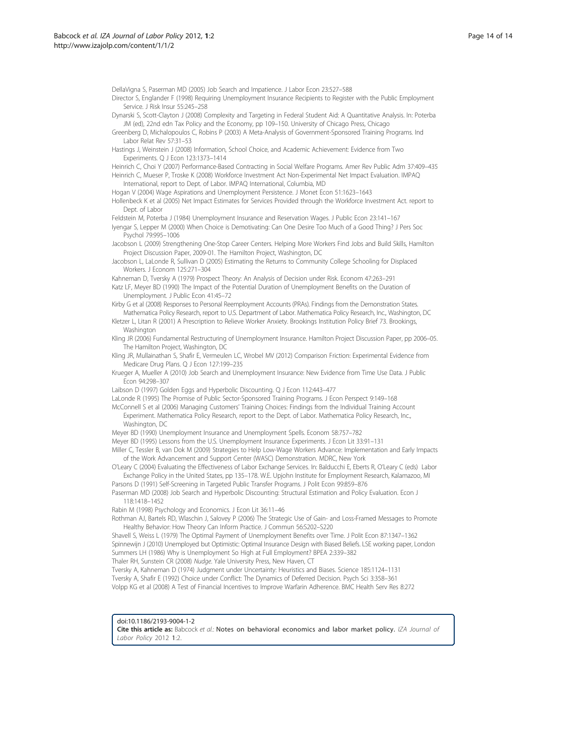DellaVigna S, Paserman MD (2005) Job Search and Impatience. J Labor Econ 23:527–588

Director S, Englander F (1998) Requiring Unemployment Insurance Recipients to Register with the Public Employment Service. J Risk Insur 55:245–258

Dynarski S, Scott-Clayton J (2008) Complexity and Targeting in Federal Student Aid: A Quantitative Analysis. In: Poterba JM (ed), 22nd edn Tax Policy and the Economy, pp 109–150. University of Chicago Press, Chicago

Greenberg D, Michalopoulos C, Robins P (2003) A Meta-Analysis of Government-Sponsored Training Programs. Ind Labor Relat Rev 57:31–53

Hastings J, Weinstein J (2008) Information, School Choice, and Academic Achievement: Evidence from Two Experiments. Q J Econ 123:1373–1414

Heinrich C, Choi Y (2007) Performance-Based Contracting in Social Welfare Programs. Amer Rev Public Adm 37:409–435

Heinrich C, Mueser P, Troske K (2008) Workforce Investment Act Non-Experimental Net Impact Evaluation. IMPAQ International, report to Dept. of Labor. IMPAQ International, Columbia, MD

Hogan V (2004) Wage Aspirations and Unemployment Persistence. J Monet Econ 51:1623–1643

Hollenbeck K et al (2005) Net Impact Estimates for Services Provided through the Workforce Investment Act. report to Dept. of Labor

Feldstein M, Poterba J (1984) Unemployment Insurance and Reservation Wages. J Public Econ 23:141–167

Iyengar S, Lepper M (2000) When Choice is Demotivating: Can One Desire Too Much of a Good Thing? J Pers Soc Psychol 79:995–1006

Jacobson L (2009) Strengthening One-Stop Career Centers. Helping More Workers Find Jobs and Build Skills, Hamilton Project Discussion Paper, 2009-01. The Hamilton Project, Washington, DC

Jacobson L, LaLonde R, Sullivan D (2005) Estimating the Returns to Community College Schooling for Displaced Workers. J Econom 125:271–304

Kahneman D, Tversky A (1979) Prospect Theory: An Analysis of Decision under Risk. Econom 47:263–291

Katz LF, Meyer BD (1990) The Impact of the Potential Duration of Unemployment Benefits on the Duration of Unemployment. J Public Econ 41:45–72

Kirby G et al (2008) Responses to Personal Reemployment Accounts (PRAs). Findings from the Demonstration States. Mathematica Policy Research, report to U.S. Department of Labor. Mathematica Policy Research, Inc., Washington, DC

Kletzer L, Litan R (2001) A Prescription to Relieve Worker Anxiety. Brookings Institution Policy Brief 73. Brookings, Washington

Kling JR (2006) Fundamental Restructuring of Unemployment Insurance. Hamilton Project Discussion Paper, pp 2006–05. The Hamilton Project, Washington, DC

Kling JR, Mullainathan S, Shafir E, Vermeulen LC, Wrobel MV (2012) Comparison Friction: Experimental Evidence from Medicare Drug Plans. Q J Econ 127:199–235

Krueger A, Mueller A (2010) Job Search and Unemployment Insurance: New Evidence from Time Use Data. J Public Econ 94:298–307

Laibson D (1997) Golden Eggs and Hyperbolic Discounting. Q J Econ 112:443–477

LaLonde R (1995) The Promise of Public Sector-Sponsored Training Programs. J Econ Perspect 9:149–168

McConnell S et al (2006) Managing Customers' Training Choices: Findings from the Individual Training Account Experiment. Mathematica Policy Research, report to the Dept. of Labor. Mathematica Policy Research, Inc., Washington, DC

Meyer BD (1990) Unemployment Insurance and Unemployment Spells. Econom 58:757–782

Meyer BD (1995) Lessons from the U.S. Unemployment Insurance Experiments. J Econ Lit 33:91–131

Miller C, Tessler B, van Dok M (2009) Strategies to Help Low-Wage Workers Advance: Implementation and Early Impacts of the Work Advancement and Support Center (WASC) Demonstration. MDRC, New York

O'Leary C (2004) Evaluating the Effectiveness of Labor Exchange Services. In: Balducchi E, Eberts R, O'Leary C (eds) Labor Exchange Policy in the United States, pp 135–178. W.E. Upjohn Institute for Employment Research, Kalamazoo, MI

Parsons D (1991) Self-Screening in Targeted Public Transfer Programs. J Polit Econ 99:859–876

Paserman MD (2008) Job Search and Hyperbolic Discounting: Structural Estimation and Policy Evaluation. Econ J 118:1418–1452

Rabin M (1998) Psychology and Economics. J Econ Lit 36:11–46

Rothman AJ, Bartels RD, Wlaschin J, Salovey P (2006) The Strategic Use of Gain- and Loss-Framed Messages to Promote Healthy Behavior: How Theory Can Inform Practice. J Commun 56:S202–S220

Shavell S, Weiss L (1979) The Optimal Payment of Unemployment Benefits over Time. J Polit Econ 87:1347–1362

Spinnewijn J (2010) Unemployed but Optimistic: Optimal Insurance Design with Biased Beliefs. LSE working paper, London

Summers LH (1986) Why is Unemployment So High at Full Employment? BPEA 2:339–382

Thaler RH, Sunstein CR (2008) *Nudge*. Yale University Press, New Haven, CT

Tversky A, Kahneman D (1974) Judgment under Uncertainty: Heuristics and Biases. Science 185:1124–1131

Tversky A, Shafir E (1992) Choice under Conflict: The Dynamics of Deferred Decision. Psych Sci 3:358–361

Volpp KG et al (2008) A Test of Financial Incentives to Improve Warfarin Adherence. BMC Health Serv Res 8:272

doi:10.1186/2193-9004-1-2

**Cite this article as:** Babcock *et al.*: Notes on behavioral economics and labor market policy. *IZA Journal of Labor Policy* 2012 **1**:2.